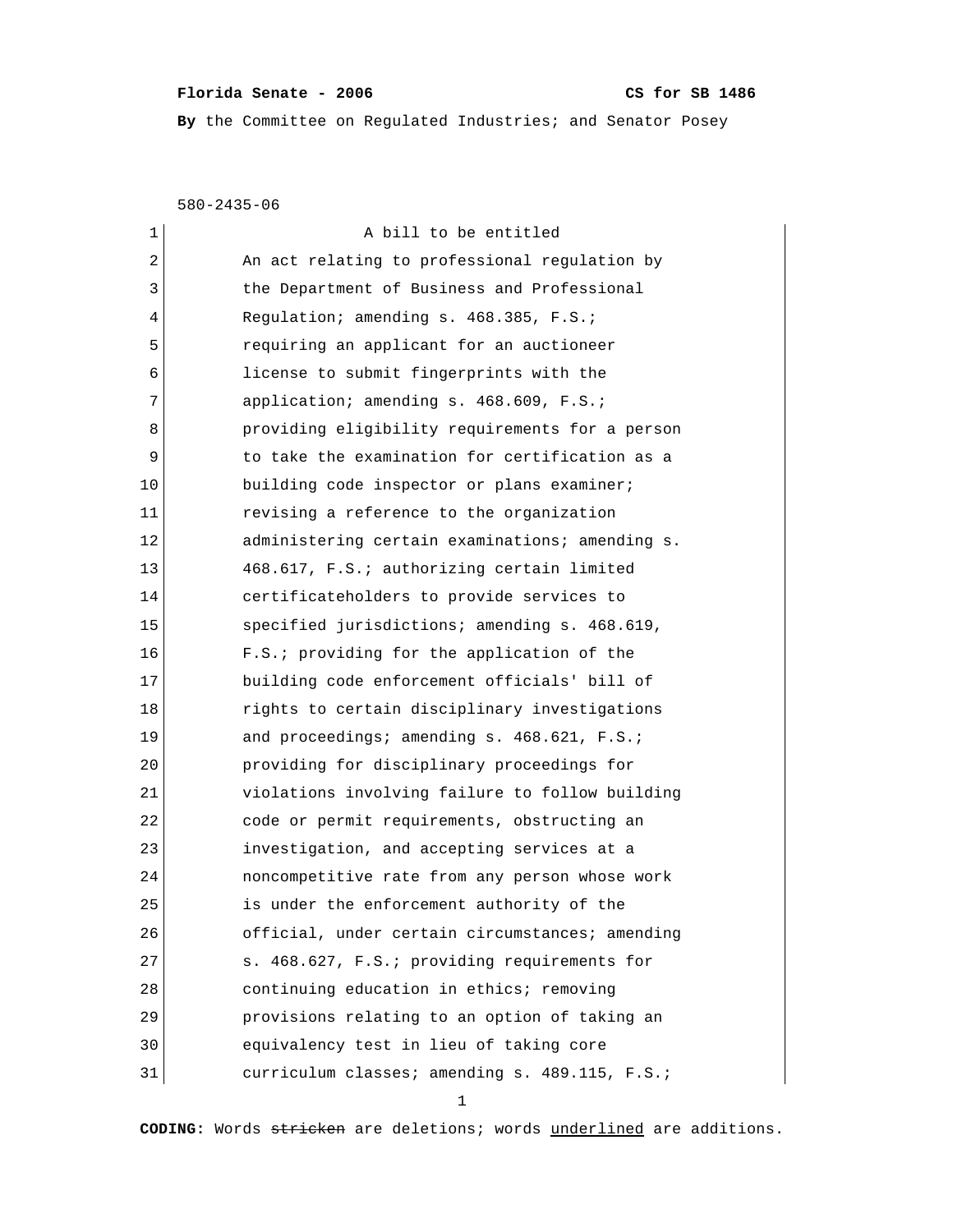**Florida Senate - 2006** **CS for SB 1486**

**By** the Committee on Regulated Industries; and Senator Posey

580-2435-06

A bill to be entitled

An act relating to professional regulation by the Department of Business and Professional Regulation; amending s. 468.385, F.S.; requiring an applicant for an auctioneer license to submit fingerprints with the application; amending s. 468.609, F.S.; providing eligibility requirements for a person to take the examination for certification as a building code inspector or plans examiner; revising a reference to the organization administering certain examinations; amending s. 468.617, F.S.; authorizing certain limited certificateholders to provide services to specified jurisdictions; amending s. 468.619, F.S.; providing for the application of the building code enforcement officials' bill of rights to certain disciplinary investigations and proceedings; amending s. 468.621, F.S.; providing for disciplinary proceedings for violations involving failure to follow building code or permit requirements, obstructing an investigation, and accepting services at a noncompetitive rate from any person whose work is under the enforcement authority of the official, under certain circumstances; amending s. 468.627, F.S.; providing requirements for continuing education in ethics; removing provisions relating to an option of taking an equivalency test in lieu of taking core curriculum classes; amending s. 489.115, F.S.;

**CODING:** Words ~~stricken~~ are deletions; words <u>underlined</u> are additions.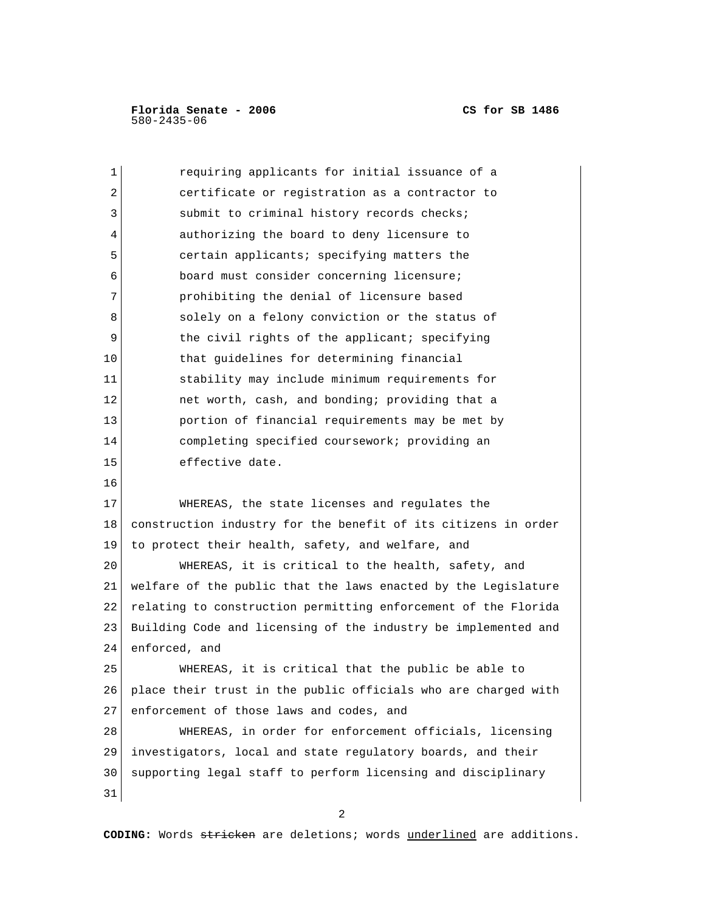requiring applicants for initial issuance of a certificate or registration as a contractor to submit to criminal history records checks; authorizing the board to deny licensure to certain applicants; specifying matters the board must consider concerning licensure; prohibiting the denial of licensure based solely on a felony conviction or the status of the civil rights of the applicant; specifying that guidelines for determining financial stability may include minimum requirements for net worth, cash, and bonding; providing that a portion of financial requirements may be met by completing specified coursework; providing an effective date.

WHEREAS, the state licenses and regulates the construction industry for the benefit of its citizens in order to protect their health, safety, and welfare, and

WHEREAS, it is critical to the health, safety, and welfare of the public that the laws enacted by the Legislature relating to construction permitting enforcement of the Florida Building Code and licensing of the industry be implemented and enforced, and

WHEREAS, it is critical that the public be able to place their trust in the public officials who are charged with enforcement of those laws and codes, and

WHEREAS, in order for enforcement officials, licensing investigators, local and state regulatory boards, and their supporting legal staff to perform licensing and disciplinary

**CODING:** Words ~~stricken~~ are deletions; words <u>underlined</u> are additions.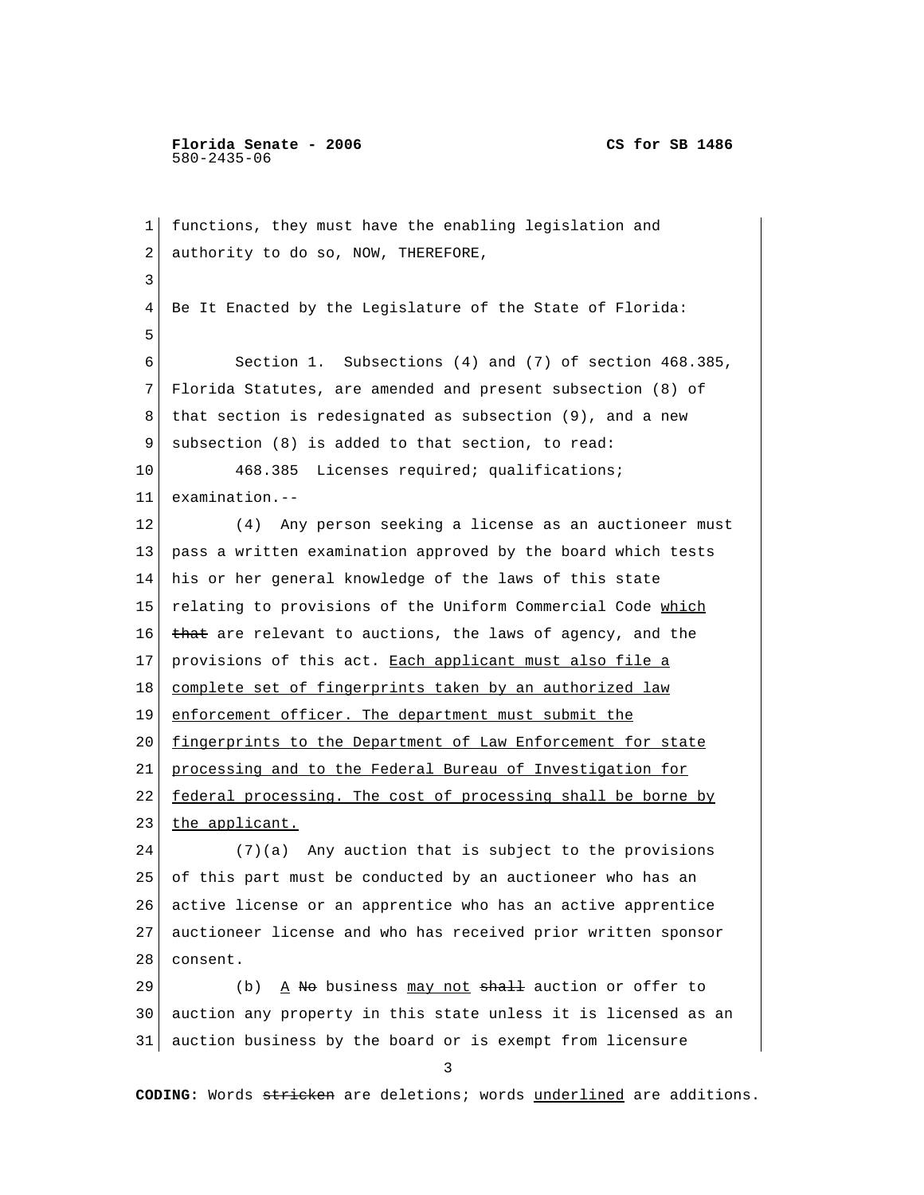functions, they must have the enabling legislation and authority to do so, NOW, THEREFORE,

Be It Enacted by the Legislature of the State of Florida:

Section 1. Subsections (4) and (7) of section 468.385, Florida Statutes, are amended and present subsection (8) of that section is redesignated as subsection (9), and a new subsection (8) is added to that section, to read:

468.385 Licenses required; qualifications; examination.--

(4) Any person seeking a license as an auctioneer must pass a written examination approved by the board which tests his or her general knowledge of the laws of this state relating to provisions of the Uniform Commercial Code <u>which</u> ~~that~~ are relevant to auctions, the laws of agency, and the provisions of this act. <u>Each applicant must also file a complete set of fingerprints taken by an authorized law enforcement officer. The department must submit the fingerprints to the Department of Law Enforcement for state processing and to the Federal Bureau of Investigation for federal processing. The cost of processing shall be borne by the applicant.</u>

(7)(a) Any auction that is subject to the provisions of this part must be conducted by an auctioneer who has an active license or an apprentice who has an active apprentice auctioneer license and who has received prior written sponsor consent.

(b) <u>A</u> ~~No~~ business <u>may not</u> ~~shall~~ auction or offer to auction any property in this state unless it is licensed as an auction business by the board or is exempt from licensure

**CODING:** Words ~~stricken~~ are deletions; words <u>underlined</u> are additions.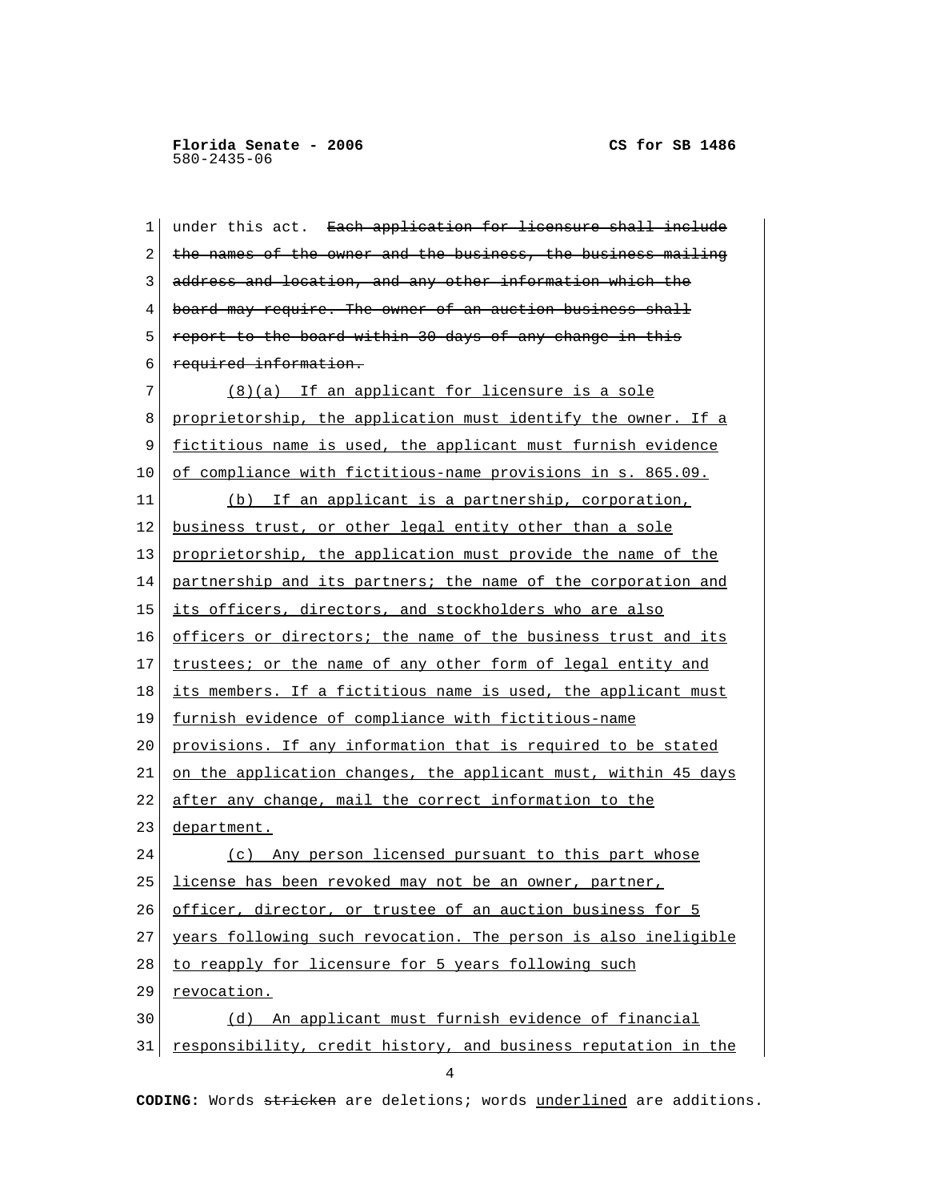under this act. ~~Each application for licensure shall include the names of the owner and the business, the business mailing address and location, and any other information which the board may require. The owner of an auction business shall report to the board within 30 days of any change in this required information.~~

<u>(8)(a) If an applicant for licensure is a sole proprietorship, the application must identify the owner. If a fictitious name is used, the applicant must furnish evidence of compliance with fictitious-name provisions in s. 865.09.</u>

<u>(b) If an applicant is a partnership, corporation, business trust, or other legal entity other than a sole proprietorship, the application must provide the name of the partnership and its partners; the name of the corporation and its officers, directors, and stockholders who are also officers or directors; the name of the business trust and its trustees; or the name of any other form of legal entity and its members. If a fictitious name is used, the applicant must furnish evidence of compliance with fictitious-name provisions. If any information that is required to be stated on the application changes, the applicant must, within 45 days after any change, mail the correct information to the department.</u>

<u>(c) Any person licensed pursuant to this part whose license has been revoked may not be an owner, partner, officer, director, or trustee of an auction business for 5 years following such revocation. The person is also ineligible to reapply for licensure for 5 years following such revocation.</u>

<u>(d) An applicant must furnish evidence of financial responsibility, credit history, and business reputation in the</u>

**CODING:** Words ~~stricken~~ are deletions; words <u>underlined</u> are additions.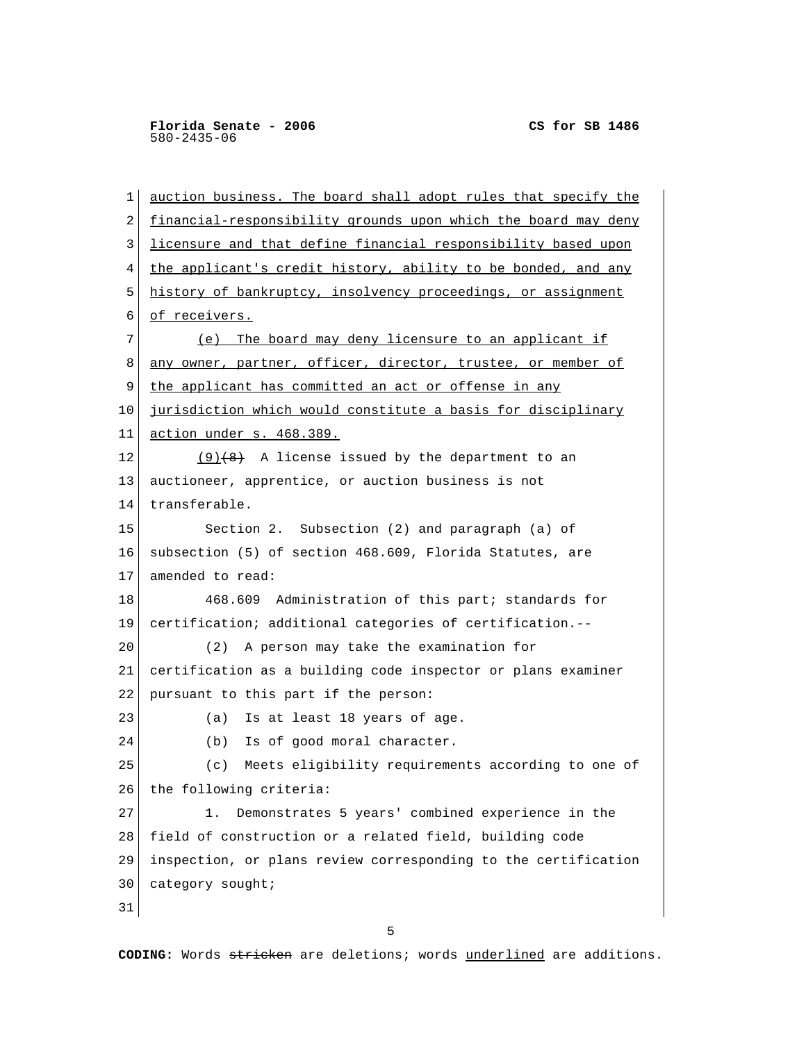auction business. The board shall adopt rules that specify the financial-responsibility grounds upon which the board may deny licensure and that define financial responsibility based upon the applicant's credit history, ability to be bonded, and any history of bankruptcy, insolvency proceedings, or assignment of receivers.

(e) The board may deny licensure to an applicant if any owner, partner, officer, director, trustee, or member of the applicant has committed an act or offense in any jurisdiction which would constitute a basis for disciplinary action under s. 468.389.

(9)~~(8)~~ A license issued by the department to an auctioneer, apprentice, or auction business is not transferable.

Section 2. Subsection (2) and paragraph (a) of subsection (5) of section 468.609, Florida Statutes, are amended to read:

468.609 Administration of this part; standards for certification; additional categories of certification.--

(2) A person may take the examination for certification as a building code inspector or plans examiner pursuant to this part if the person:

(a) Is at least 18 years of age.

(b) Is of good moral character.

(c) Meets eligibility requirements according to one of the following criteria:

1. Demonstrates 5 years' combined experience in the field of construction or a related field, building code inspection, or plans review corresponding to the certification category sought;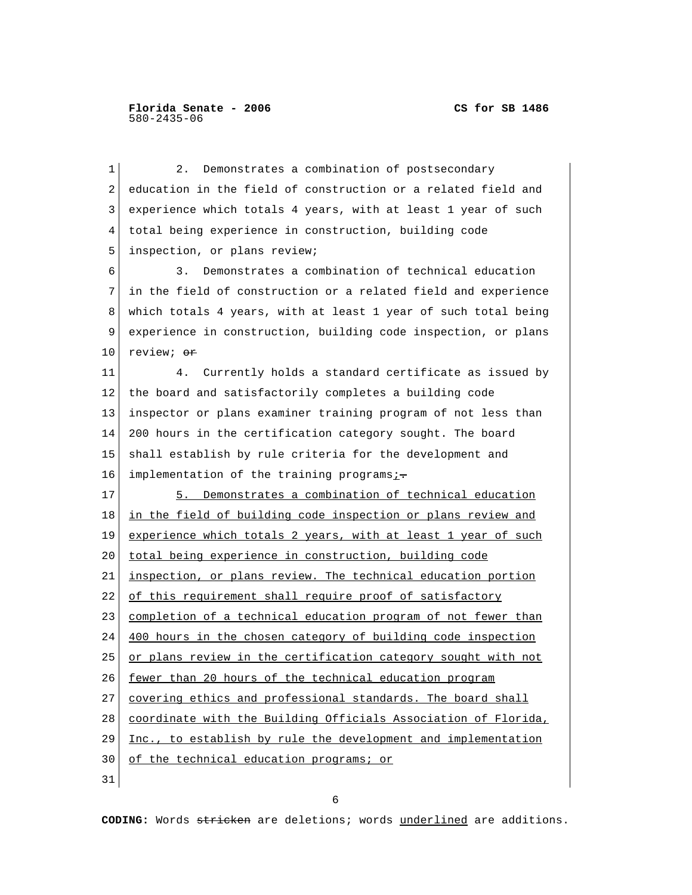2. Demonstrates a combination of postsecondary education in the field of construction or a related field and experience which totals 4 years, with at least 1 year of such total being experience in construction, building code inspection, or plans review;

3. Demonstrates a combination of technical education in the field of construction or a related field and experience which totals 4 years, with at least 1 year of such total being experience in construction, building code inspection, or plans review; ~~or~~

4. Currently holds a standard certificate as issued by the board and satisfactorily completes a building code inspector or plans examiner training program of not less than 200 hours in the certification category sought. The board shall establish by rule criteria for the development and implementation of the training programs<u>;</u>~~.~~

<u>5. Demonstrates a combination of technical education in the field of building code inspection or plans review and experience which totals 2 years, with at least 1 year of such total being experience in construction, building code inspection, or plans review. The technical education portion of this requirement shall require proof of satisfactory completion of a technical education program of not fewer than 400 hours in the chosen category of building code inspection or plans review in the certification category sought with not fewer than 20 hours of the technical education program covering ethics and professional standards. The board shall coordinate with the Building Officials Association of Florida, Inc., to establish by rule the development and implementation of the technical education programs; or</u>

CODING: Words ~~stricken~~ are deletions; words <u>underlined</u> are additions.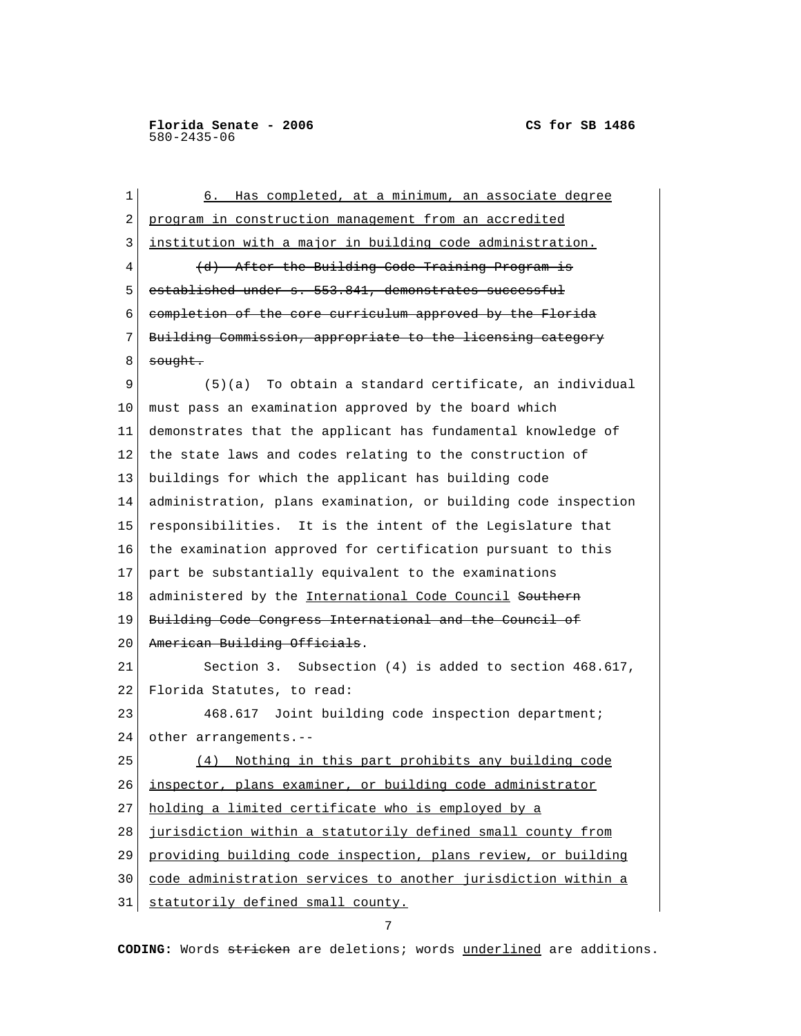6. Has completed, at a minimum, an associate degree program in construction management from an accredited institution with a major in building code administration.

~~(d) After the Building Code Training Program is established under s. 553.841, demonstrates successful completion of the core curriculum approved by the Florida Building Commission, appropriate to the licensing category sought.~~

(5)(a) To obtain a standard certificate, an individual must pass an examination approved by the board which demonstrates that the applicant has fundamental knowledge of the state laws and codes relating to the construction of buildings for which the applicant has building code administration, plans examination, or building code inspection responsibilities. It is the intent of the Legislature that the examination approved for certification pursuant to this part be substantially equivalent to the examinations administered by the International Code Council ~~Southern Building Code Congress International and the Council of American Building Officials~~.

Section 3. Subsection (4) is added to section 468.617, Florida Statutes, to read:

468.617 Joint building code inspection department; other arrangements.--

(4) Nothing in this part prohibits any building code inspector, plans examiner, or building code administrator holding a limited certificate who is employed by a jurisdiction within a statutorily defined small county from providing building code inspection, plans review, or building code administration services to another jurisdiction within a statutorily defined small county.

**CODING:** Words ~~stricken~~ are deletions; words underlined are additions.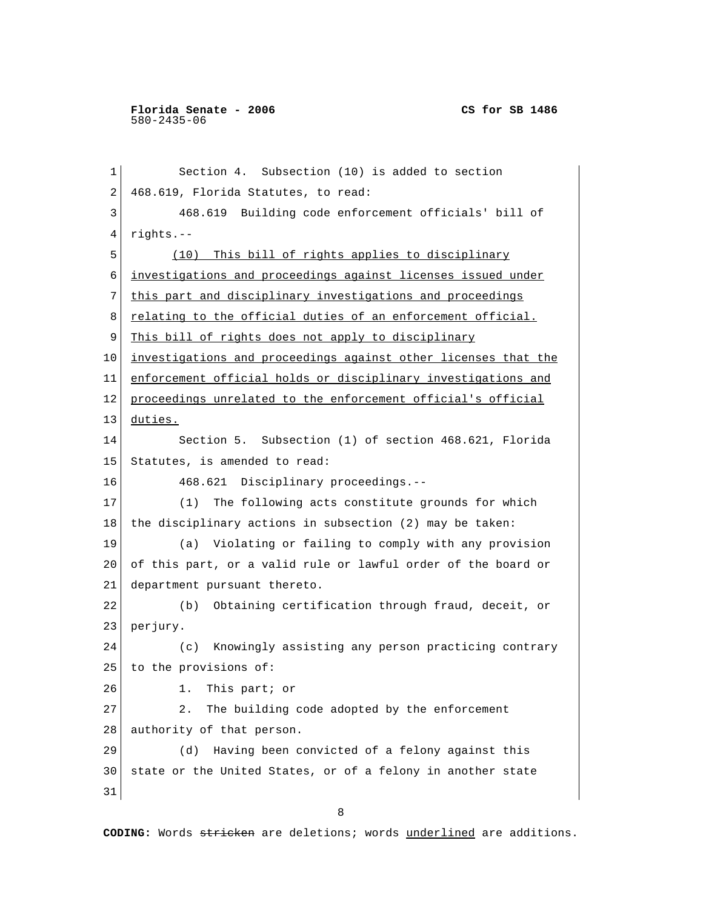Section 4. Subsection (10) is added to section 468.619, Florida Statutes, to read:

468.619 Building code enforcement officials' bill of rights.--

<u>(10) This bill of rights applies to disciplinary investigations and proceedings against licenses issued under this part and disciplinary investigations and proceedings relating to the official duties of an enforcement official. This bill of rights does not apply to disciplinary investigations and proceedings against other licenses that the enforcement official holds or disciplinary investigations and proceedings unrelated to the enforcement official's official duties.</u>

Section 5. Subsection (1) of section 468.621, Florida Statutes, is amended to read:

468.621 Disciplinary proceedings.--

(1) The following acts constitute grounds for which the disciplinary actions in subsection (2) may be taken:

(a) Violating or failing to comply with any provision of this part, or a valid rule or lawful order of the board or department pursuant thereto.

(b) Obtaining certification through fraud, deceit, or perjury.

(c) Knowingly assisting any person practicing contrary to the provisions of:

1. This part; or

2. The building code adopted by the enforcement authority of that person.

(d) Having been convicted of a felony against this state or the United States, or of a felony in another state

**CODING:** Words ~~stricken~~ are deletions; words <u>underlined</u> are additions.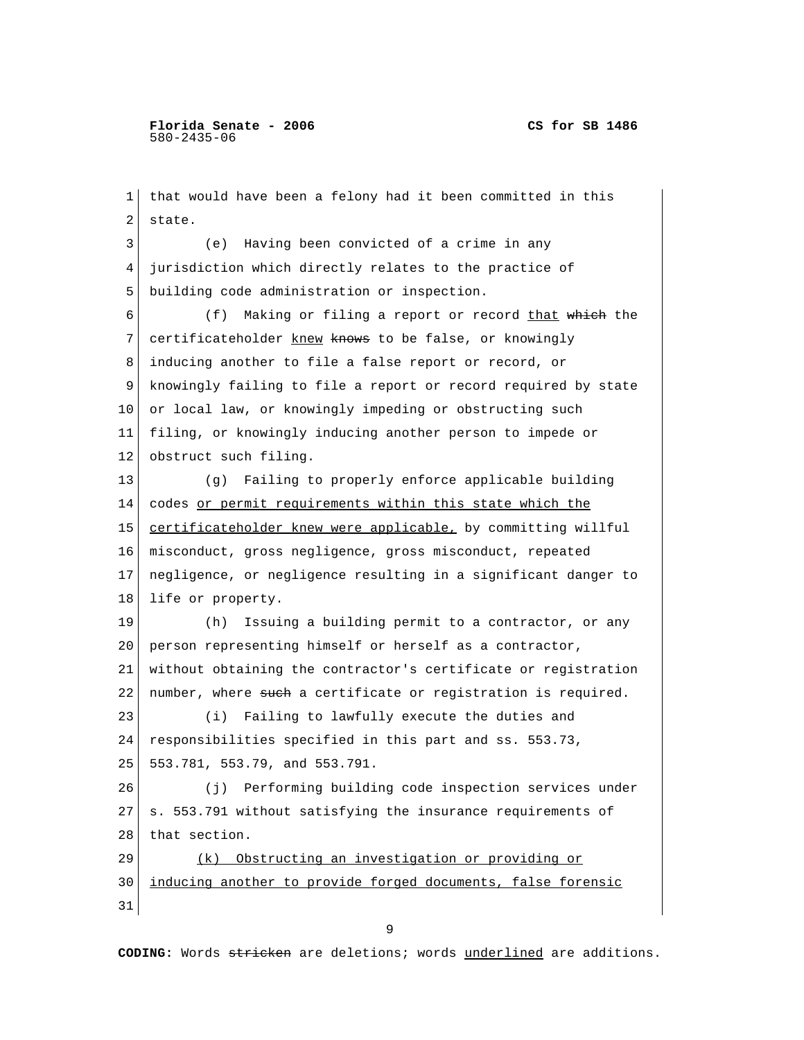that would have been a felony had it been committed in this state.

(e) Having been convicted of a crime in any jurisdiction which directly relates to the practice of building code administration or inspection.

(f) Making or filing a report or record <u>that</u> ~~which~~ the certificateholder <u>knew</u> ~~knows~~ to be false, or knowingly inducing another to file a false report or record, or knowingly failing to file a report or record required by state or local law, or knowingly impeding or obstructing such filing, or knowingly inducing another person to impede or obstruct such filing.

(g) Failing to properly enforce applicable building codes <u>or permit requirements within this state which the certificateholder knew were applicable,</u> by committing willful misconduct, gross negligence, gross misconduct, repeated negligence, or negligence resulting in a significant danger to life or property.

(h) Issuing a building permit to a contractor, or any person representing himself or herself as a contractor, without obtaining the contractor's certificate or registration number, where ~~such~~ a certificate or registration is required.

(i) Failing to lawfully execute the duties and responsibilities specified in this part and ss. 553.73, 553.781, 553.79, and 553.791.

(j) Performing building code inspection services under s. 553.791 without satisfying the insurance requirements of that section.

<u>(k) Obstructing an investigation or providing or inducing another to provide forged documents, false forensic</u>

**CODING:** Words ~~stricken~~ are deletions; words <u>underlined</u> are additions.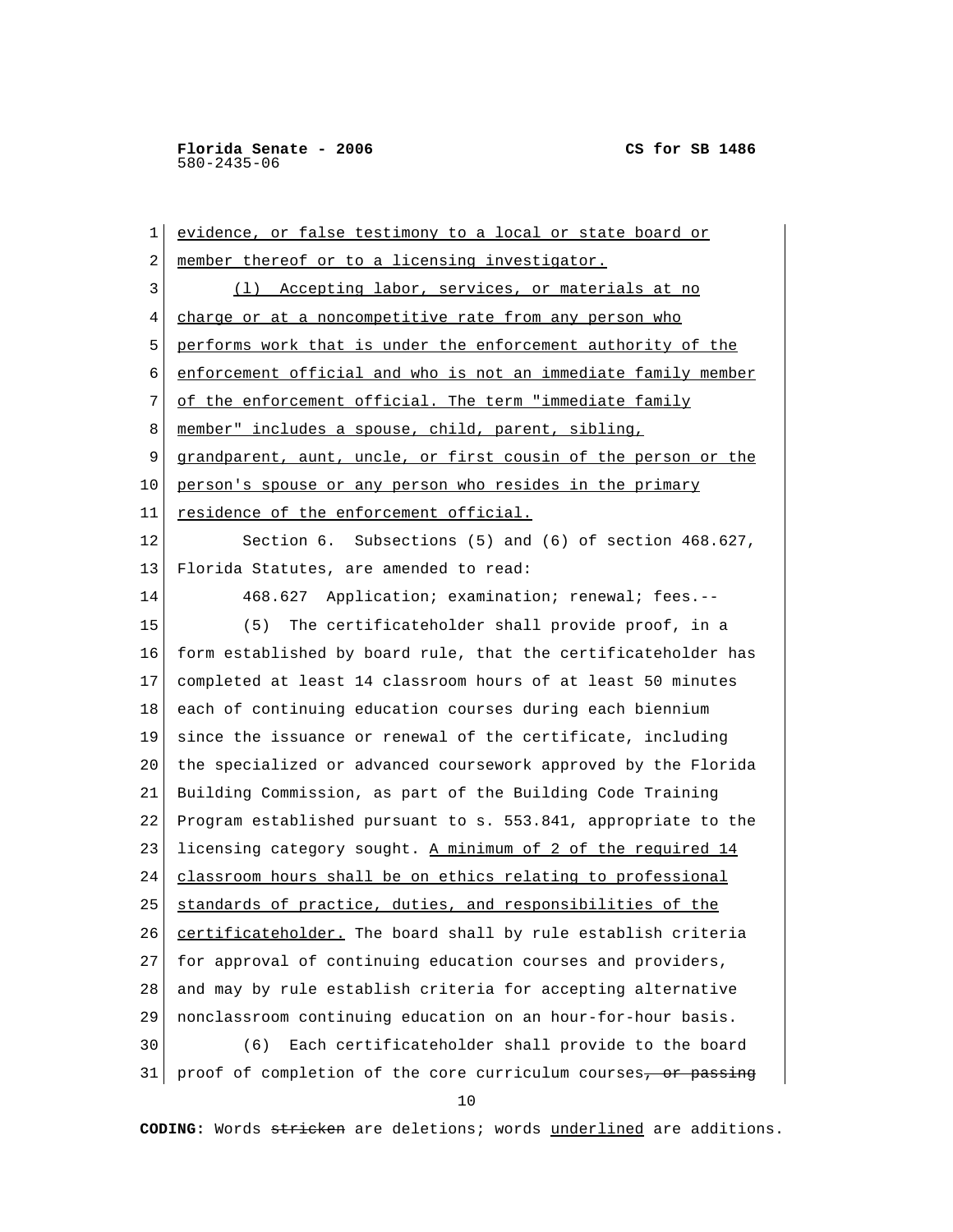evidence, or false testimony to a local or state board or member thereof or to a licensing investigator.

(l) Accepting labor, services, or materials at no charge or at a noncompetitive rate from any person who performs work that is under the enforcement authority of the enforcement official and who is not an immediate family member of the enforcement official. The term "immediate family member" includes a spouse, child, parent, sibling, grandparent, aunt, uncle, or first cousin of the person or the person's spouse or any person who resides in the primary residence of the enforcement official.

Section 6. Subsections (5) and (6) of section 468.627, Florida Statutes, are amended to read:

468.627 Application; examination; renewal; fees.--

(5) The certificateholder shall provide proof, in a form established by board rule, that the certificateholder has completed at least 14 classroom hours of at least 50 minutes each of continuing education courses during each biennium since the issuance or renewal of the certificate, including the specialized or advanced coursework approved by the Florida Building Commission, as part of the Building Code Training Program established pursuant to s. 553.841, appropriate to the licensing category sought. A minimum of 2 of the required 14 classroom hours shall be on ethics relating to professional standards of practice, duties, and responsibilities of the certificateholder. The board shall by rule establish criteria for approval of continuing education courses and providers, and may by rule establish criteria for accepting alternative nonclassroom continuing education on an hour-for-hour basis.

(6) Each certificateholder shall provide to the board proof of completion of the core curriculum courses~~, or passing~~

**CODING:** Words ~~stricken~~ are deletions; words underlined are additions.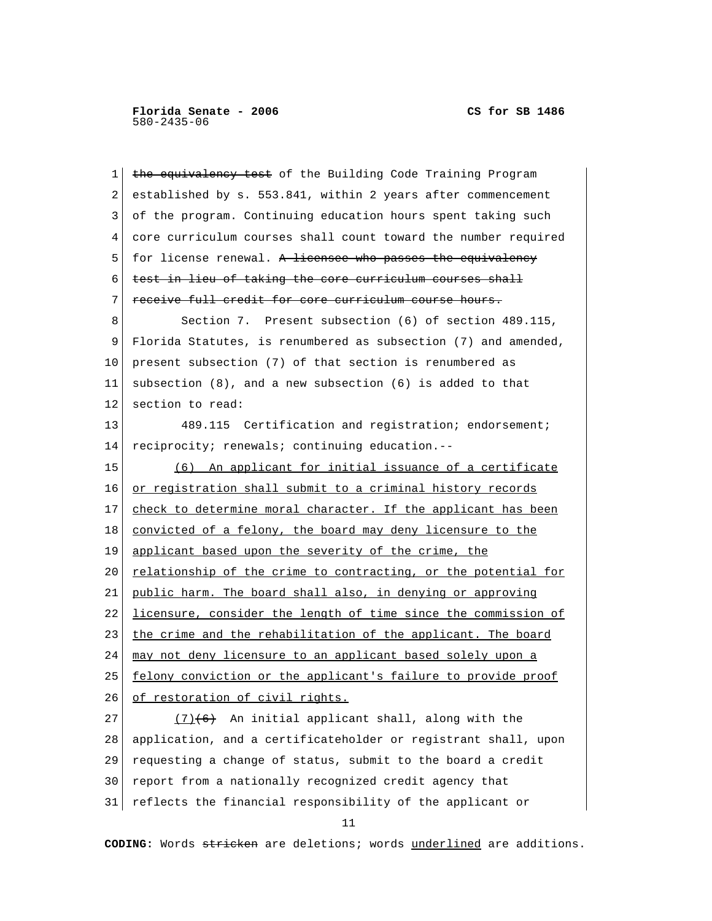~~the equivalency test~~ of the Building Code Training Program established by s. 553.841, within 2 years after commencement of the program. Continuing education hours spent taking such core curriculum courses shall count toward the number required for license renewal. ~~A licensee who passes the equivalency test in lieu of taking the core curriculum courses shall receive full credit for core curriculum course hours.~~

Section 7. Present subsection (6) of section 489.115, Florida Statutes, is renumbered as subsection (7) and amended, present subsection (7) of that section is renumbered as subsection (8), and a new subsection (6) is added to that section to read:

489.115 Certification and registration; endorsement; reciprocity; renewals; continuing education.--

<u>(6) An applicant for initial issuance of a certificate or registration shall submit to a criminal history records check to determine moral character. If the applicant has been convicted of a felony, the board may deny licensure to the applicant based upon the severity of the crime, the relationship of the crime to contracting, or the potential for public harm. The board shall also, in denying or approving licensure, consider the length of time since the commission of the crime and the rehabilitation of the applicant. The board may not deny licensure to an applicant based solely upon a felony conviction or the applicant's failure to provide proof of restoration of civil rights.</u>

<u>(7)</u>~~(6)~~ An initial applicant shall, along with the application, and a certificateholder or registrant shall, upon requesting a change of status, submit to the board a credit report from a nationally recognized credit agency that reflects the financial responsibility of the applicant or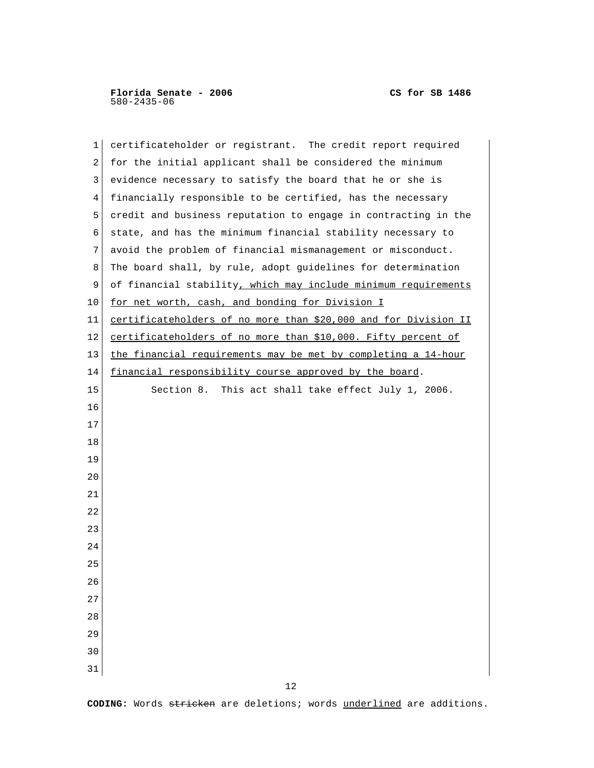certificateholder or registrant. The credit report required for the initial applicant shall be considered the minimum evidence necessary to satisfy the board that he or she is financially responsible to be certified, has the necessary credit and business reputation to engage in contracting in the state, and has the minimum financial stability necessary to avoid the problem of financial mismanagement or misconduct. The board shall, by rule, adopt guidelines for determination of financial stability<u>, which may include minimum requirements for net worth, cash, and bonding for Division I certificateholders of no more than $20,000 and for Division II certificateholders of no more than $10,000. Fifty percent of the financial requirements may be met by completing a 14-hour financial responsibility course approved by the board</u>.

Section 8. This act shall take effect July 1, 2006.

**CODING:** Words ~~stricken~~ are deletions; words <u>underlined</u> are additions.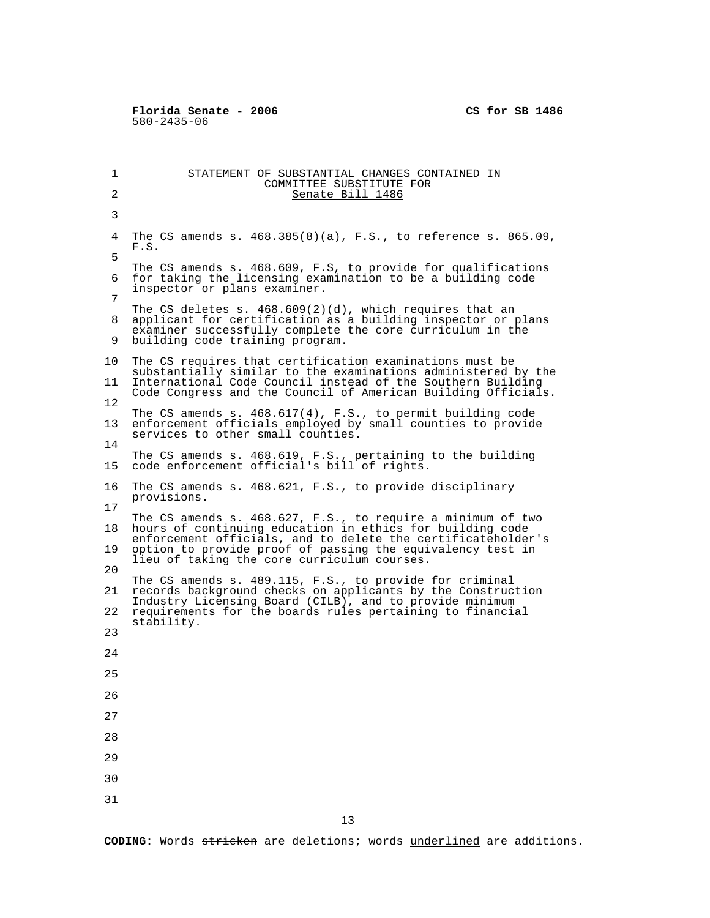STATEMENT OF SUBSTANTIAL CHANGES CONTAINED IN COMMITTEE SUBSTITUTE FOR Senate Bill 1486

The CS amends s. 468.385(8)(a), F.S., to reference s. 865.09, F.S.

The CS amends s. 468.609, F.S, to provide for qualifications for taking the licensing examination to be a building code inspector or plans examiner.

The CS deletes s. 468.609(2)(d), which requires that an applicant for certification as a building inspector or plans examiner successfully complete the core curriculum in the building code training program.

The CS requires that certification examinations must be substantially similar to the examinations administered by the International Code Council instead of the Southern Building Code Congress and the Council of American Building Officials.

The CS amends s. 468.617(4), F.S., to permit building code enforcement officials employed by small counties to provide services to other small counties.

The CS amends s. 468.619, F.S., pertaining to the building code enforcement official's bill of rights.

The CS amends s. 468.621, F.S., to provide disciplinary provisions.

The CS amends s. 468.627, F.S., to require a minimum of two hours of continuing education in ethics for building code enforcement officials, and to delete the certificateholder's option to provide proof of passing the equivalency test in lieu of taking the core curriculum courses.

The CS amends s. 489.115, F.S., to provide for criminal records background checks on applicants by the Construction Industry Licensing Board (CILB), and to provide minimum requirements for the boards rules pertaining to financial stability.